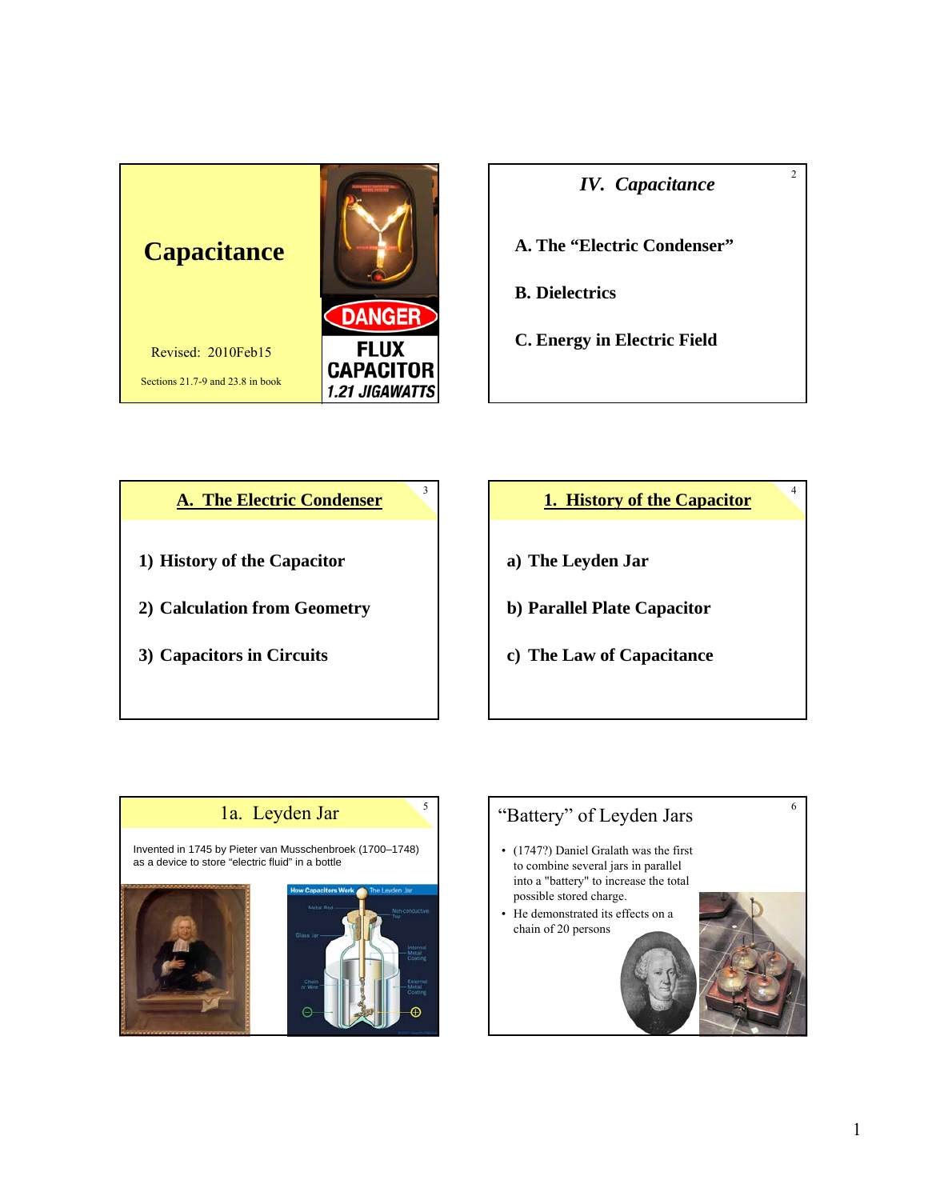# Capacitance

Revised: 2010Feb15

Sections 21.7-9 and 23.8 in book

## *IV. Capacitance*

**A. The "Electric Condenser"**

**B. Dielectrics**

**C. Energy in Electric Field**

## A. The Electric Condenser

1) History of the Capacitor

2) Calculation from Geometry

3) Capacitors in Circuits

## 1. History of the Capacitor

a) The Leyden Jar

b) Parallel Plate Capacitor

c) The Law of Capacitance

## 1a. Leyden Jar

Invented in 1745 by Pieter van Musschenbroek (1700–1748) as a device to store "electric fluid" in a bottle

## "Battery" of Leyden Jars

- (1747?) Daniel Gralath was the first to combine several jars in parallel into a "battery" to increase the total possible stored charge.
- He demonstrated its effects on a chain of 20 persons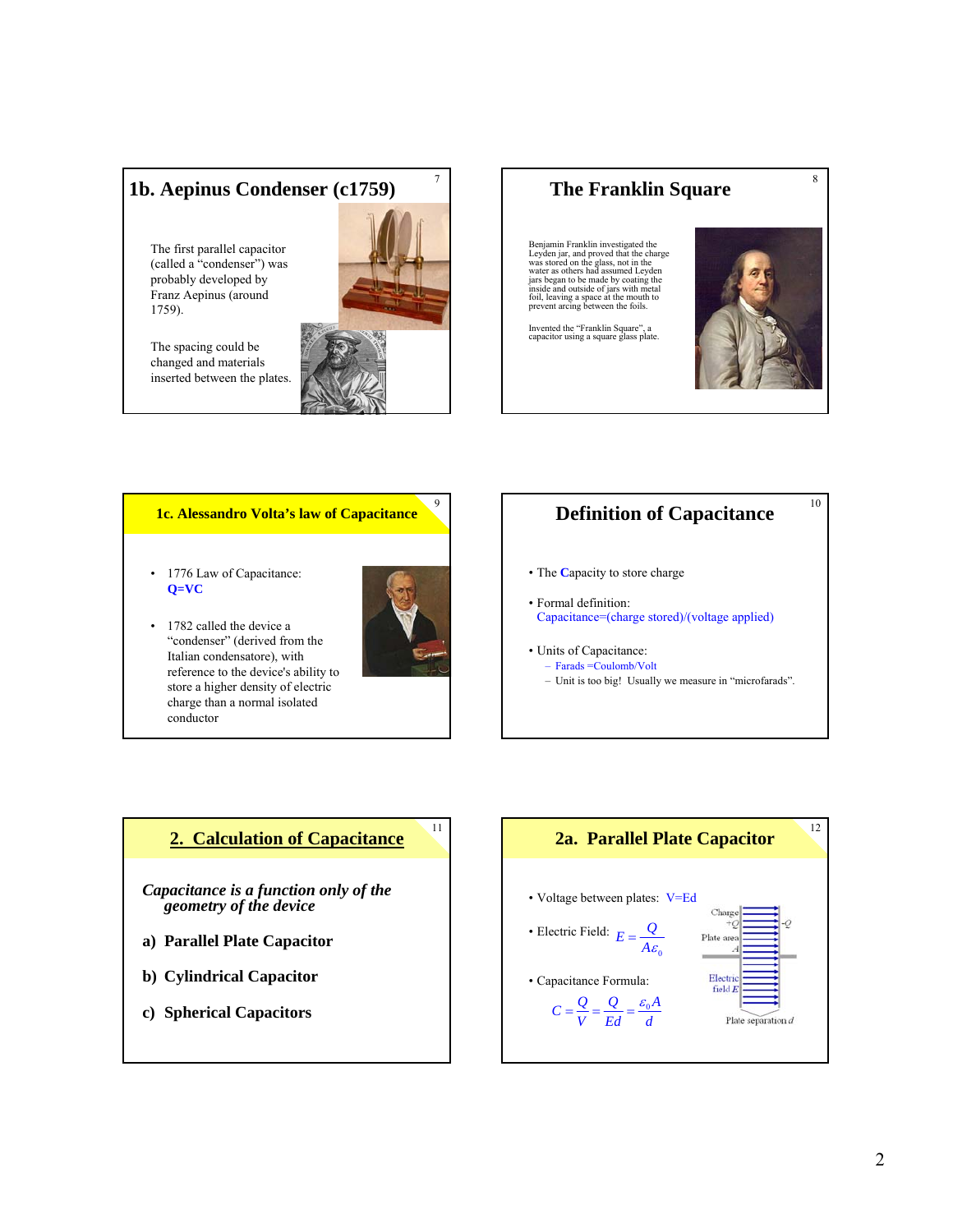## 1b. Aepinus Condenser (c1759)

The first parallel capacitor (called a "condenser") was probably developed by Franz Aepinus (around 1759).

The spacing could be changed and materials inserted between the plates.

## The Franklin Square

Benjamin Franklin investigated the Leyden jar, and proved that the charge was stored on the glass, not in the water as others had assumed Leyden jars began to be made by coating the inside and outside of jars with metal foil, leaving a space at the mouth to prevent arcing between the foils.

Invented the "Franklin Square", a capacitor using a square glass plate.

## 1c. Alessandro Volta's law of Capacitance

- 1776 Law of Capacitance: **Q=VC**
- 1782 called the device a "condenser" (derived from the Italian condensatore), with reference to the device's ability to store a higher density of electric charge than a normal isolated conductor

## Definition of Capacitance

- The **C**apacity to store charge
- Formal definition: Capacitance=(charge stored)/(voltage applied)
- Units of Capacitance:
  - Farads =Coulomb/Volt
  - Unit is too big! Usually we measure in "microfarads".

## 2. Calculation of Capacitance

***Capacitance is a function only of the geometry of the device***

**a) Parallel Plate Capacitor**

**b) Cylindrical Capacitor**

**c) Spherical Capacitors**

## 2a. Parallel Plate Capacitor

- Voltage between plates: V=Ed
- Electric Field: $E = \frac{Q}{A\varepsilon_0}$
- Capacitance Formula:

$$C = \frac{Q}{V} = \frac{Q}{Ed} = \frac{\varepsilon_0 A}{d}$$

Charge $+Q$, $-Q$; Plate area $A$; Electric field $E$; Plate separation $d$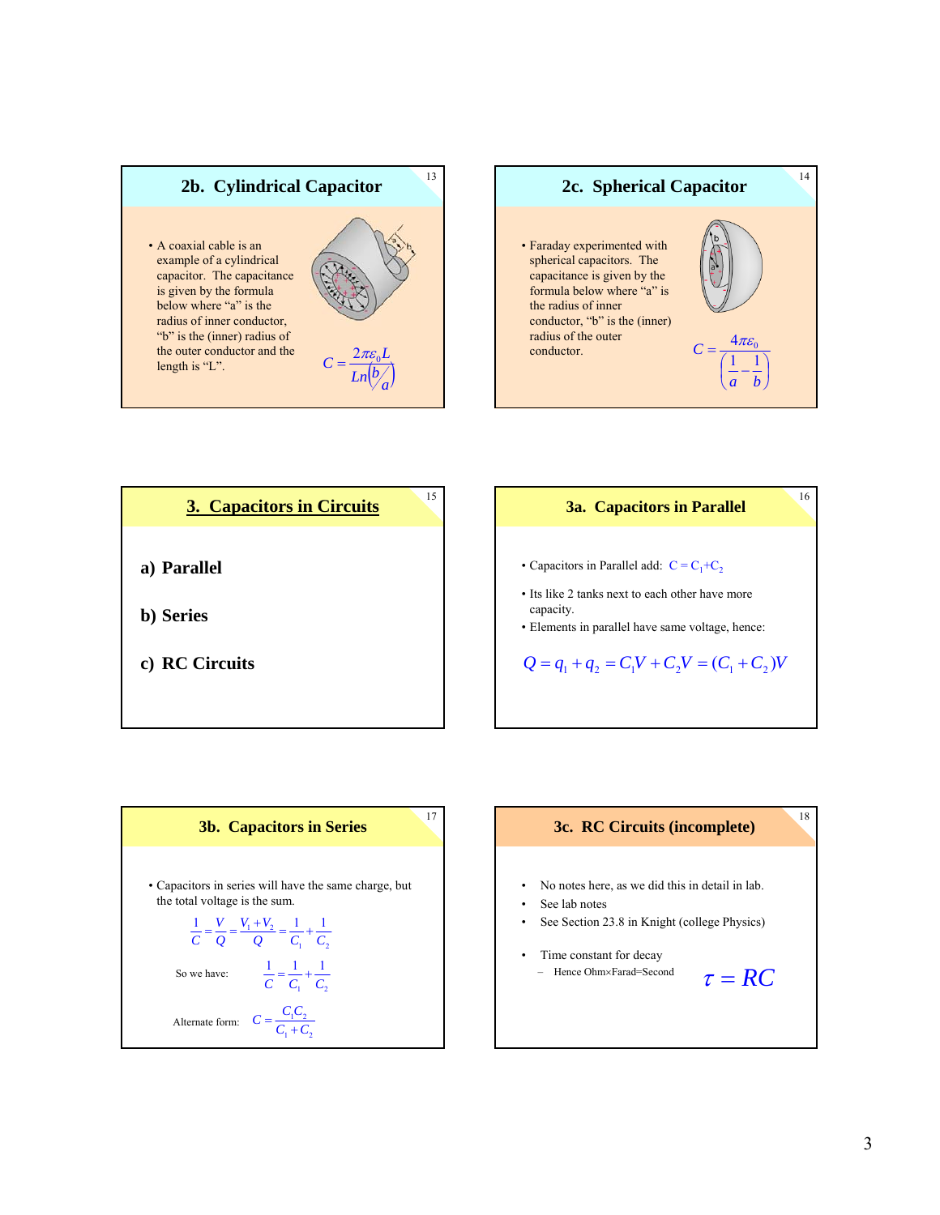## 2b. Cylindrical Capacitor

- A coaxial cable is an example of a cylindrical capacitor. The capacitance is given by the formula below where "a" is the radius of inner conductor, "b" is the (inner) radius of the outer conductor and the length is "L".

$$C = \frac{2\pi\varepsilon_0 L}{Ln\left(\frac{b}{a}\right)}$$

## 2c. Spherical Capacitor

- Faraday experimented with spherical capacitors. The capacitance is given by the formula below where "a" is the radius of inner conductor, "b" is the (inner) radius of the outer conductor.

$$C = \frac{4\pi\varepsilon_0}{\left(\frac{1}{a} - \frac{1}{b}\right)}$$

## 3. Capacitors in Circuits

**a) Parallel**

**b) Series**

**c) RC Circuits**

## 3a. Capacitors in Parallel

- Capacitors in Parallel add: $C = C_1 + C_2$
- Its like 2 tanks next to each other have more capacity.
- Elements in parallel have same voltage, hence:

$$Q = q_1 + q_2 = C_1 V + C_2 V = (C_1 + C_2)V$$

## 3b. Capacitors in Series

- Capacitors in series will have the same charge, but the total voltage is the sum.

$$\frac{1}{C} = \frac{V}{Q} = \frac{V_1 + V_2}{Q} = \frac{1}{C_1} + \frac{1}{C_2}$$

So we have: $$\frac{1}{C} = \frac{1}{C_1} + \frac{1}{C_2}$$

Alternate form: $$C = \frac{C_1 C_2}{C_1 + C_2}$$

## 3c. RC Circuits (incomplete)

- No notes here, as we did this in detail in lab.
- See lab notes
- See Section 23.8 in Knight (college Physics)
- Time constant for decay
  - Hence Ohm×Farad=Second

$$\tau = RC$$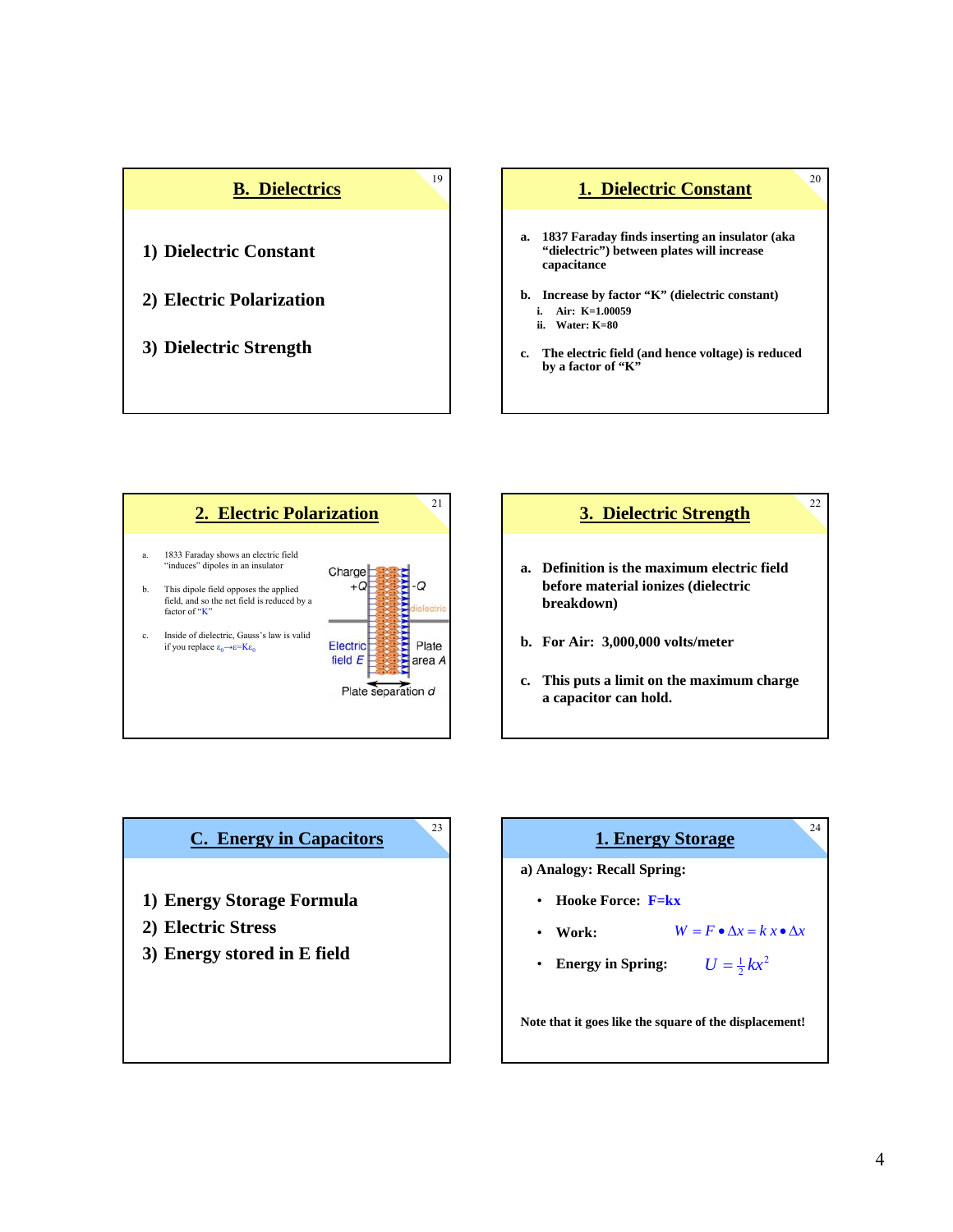## B. Dielectrics

1) Dielectric Constant

2) Electric Polarization

3) Dielectric Strength

## 1. Dielectric Constant

a. 1837 Faraday finds inserting an insulator (aka "dielectric") between plates will increase capacitance

b. Increase by factor "K" (dielectric constant)
   - i. Air: K=1.00059
   - ii. Water: K=80

c. The electric field (and hence voltage) is reduced by a factor of "K"

## 2. Electric Polarization

a. 1833 Faraday shows an electric field "induces" dipoles in an insulator

b. This dipole field opposes the applied field, and so the net field is reduced by a factor of "K"

c. Inside of dielectric, Gauss's law is valid if you replace $\varepsilon_0 \rightarrow \varepsilon = K\varepsilon_0$

Charge $+Q$ | $-Q$ | dielectric | Electric field $E$ | Plate area $A$ | Plate separation $d$

## 3. Dielectric Strength

a. Definition is the maximum electric field before material ionizes (dielectric breakdown)

b. For Air: 3,000,000 volts/meter

c. This puts a limit on the maximum charge a capacitor can hold.

## C. Energy in Capacitors

1) Energy Storage Formula

2) Electric Stress

3) Energy stored in E field

## 1. Energy Storage

a) Analogy: Recall Spring:

- Hooke Force: $F=kx$
- Work: $W = F \bullet \Delta x = k\,x \bullet \Delta x$
- Energy in Spring: $U = \frac{1}{2}kx^2$

Note that it goes like the square of the displacement!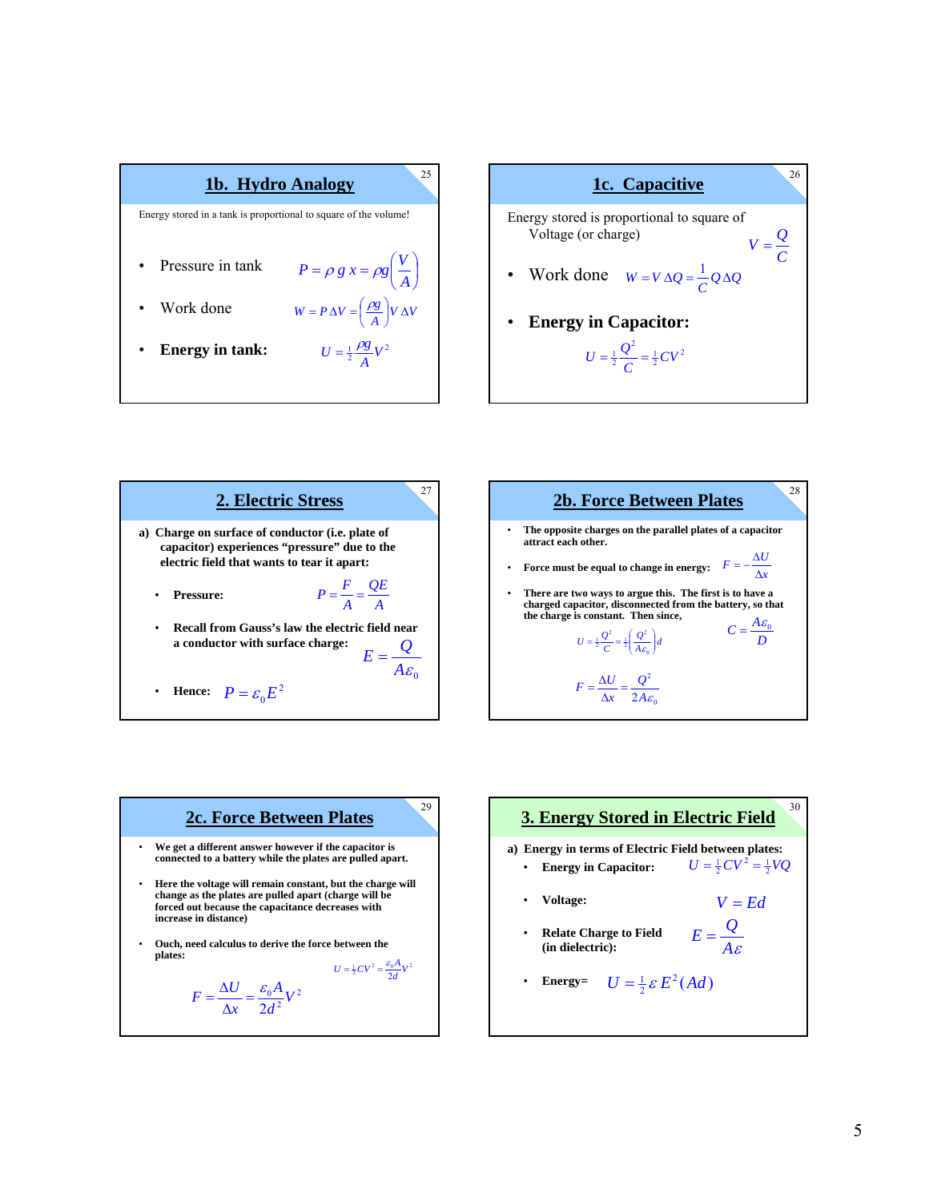## 1b. Hydro Analogy

Energy stored in a tank is proportional to square of the volume!

- Pressure in tank $P = \rho\, g\, x = \rho g \left(\dfrac{V}{A}\right)$
- Work done $W = P\,\Delta V = \left(\dfrac{\rho g}{A}\right) V\,\Delta V$
- **Energy in tank:** $U = \frac{1}{2}\dfrac{\rho g}{A} V^2$

## 1c. Capacitive

Energy stored is proportional to square of Voltage (or charge) $V = \dfrac{Q}{C}$

- Work done $W = V\,\Delta Q = \dfrac{1}{C} Q\,\Delta Q$
- **Energy in Capacitor:**

$$U = \tfrac{1}{2}\frac{Q^2}{C} = \tfrac{1}{2} C V^2$$

## 2. Electric Stress

**a) Charge on surface of conductor (i.e. plate of capacitor) experiences "pressure" due to the electric field that wants to tear it apart:**

- **Pressure:** $P = \dfrac{F}{A} = \dfrac{QE}{A}$
- **Recall from Gauss's law the electric field near a conductor with surface charge:** $E = \dfrac{Q}{A\varepsilon_0}$
- **Hence:** $P = \varepsilon_0 E^2$

## 2b. Force Between Plates

- **The opposite charges on the parallel plates of a capacitor attract each other.**
- **Force must be equal to change in energy:** $F = -\dfrac{\Delta U}{\Delta x}$
- **There are two ways to argue this. The first is to have a charged capacitor, disconnected from the battery, so that the charge is constant. Then since,** $C = \dfrac{A\varepsilon_0}{D}$

$$U = \tfrac{1}{2}\frac{Q^2}{C} = \tfrac{1}{2}\left(\frac{Q^2}{A\varepsilon_0}\right) d$$

$$F = \frac{\Delta U}{\Delta x} = \frac{Q^2}{2A\varepsilon_0}$$

## 2c. Force Between Plates

- **We get a different answer however if the capacitor is connected to a battery while the plates are pulled apart.**
- **Here the voltage will remain constant, but the charge will change as the plates are pulled apart (charge will be forced out because the capacitance decreases with increase in distance)**
- **Ouch, need calculus to derive the force between the plates:**

$$U = \tfrac{1}{2} C V^2 = \frac{\varepsilon_0 A}{2d} V^2$$

$$F = \frac{\Delta U}{\Delta x} = \frac{\varepsilon_0 A}{2d^2} V^2$$

## 3. Energy Stored in Electric Field

**a) Energy in terms of Electric Field between plates:**

- **Energy in Capacitor:** $U = \frac{1}{2} C V^2 = \frac{1}{2} V Q$
- **Voltage:** $V = Ed$
- **Relate Charge to Field (in dielectric):** $E = \dfrac{Q}{A\varepsilon}$
- **Energy=** $U = \frac{1}{2}\varepsilon E^2 (Ad)$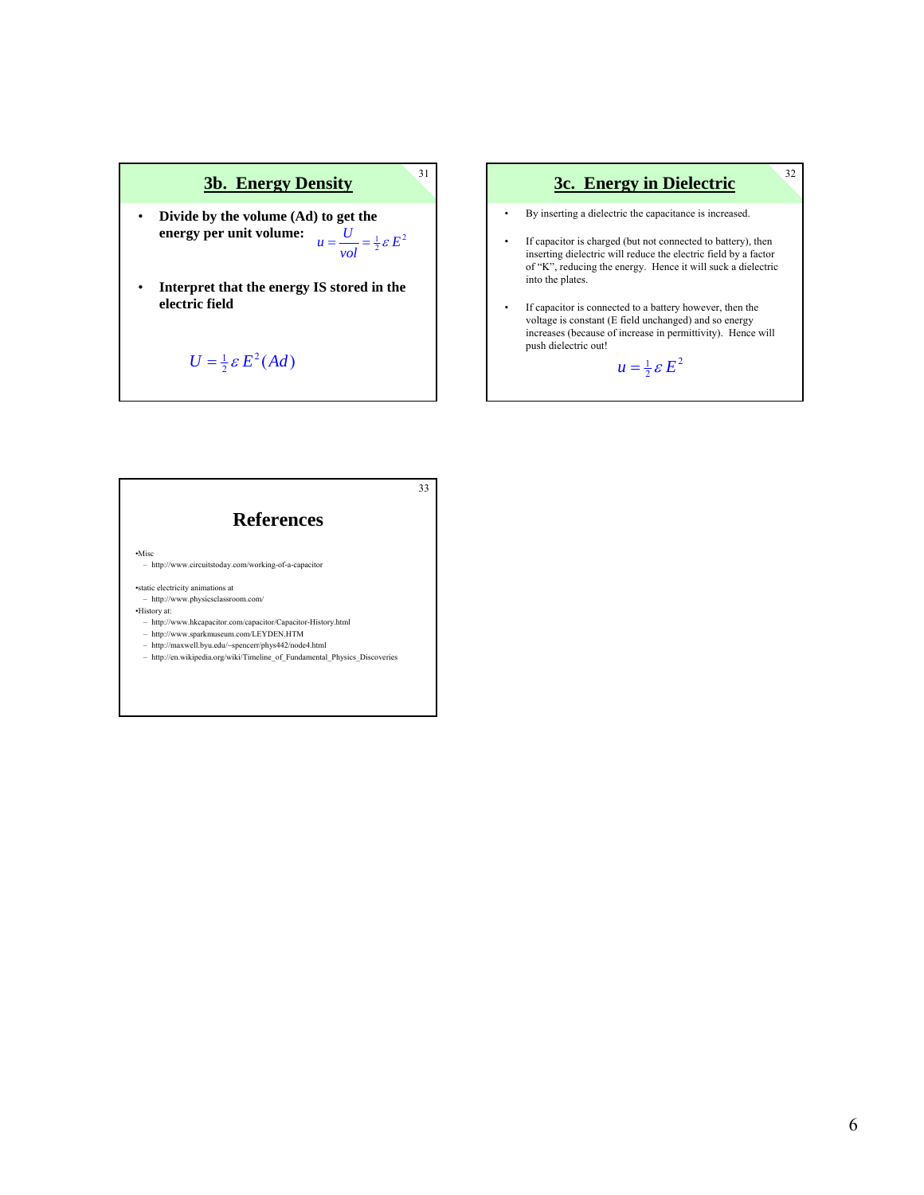## 3b. Energy Density

- **Divide by the volume (Ad) to get the energy per unit volume:** $u = \dfrac{U}{vol} = \frac{1}{2}\varepsilon E^2$
- **Interpret that the energy IS stored in the electric field**

$$U = \tfrac{1}{2}\varepsilon E^2 (Ad)$$

## 3c. Energy in Dielectric

- By inserting a dielectric the capacitance is increased.
- If capacitor is charged (but not connected to battery), then inserting dielectric will reduce the electric field by a factor of "K", reducing the energy. Hence it will suck a dielectric into the plates.
- If capacitor is connected to a battery however, then the voltage is constant (E field unchanged) and so energy increases (because of increase in permittivity). Hence will push dielectric out!

$$u = \tfrac{1}{2}\varepsilon E^2$$

## References

- Misc
  - http://www.circuitstoday.com/working-of-a-capacitor
- static electricity animations at
  - http://www.physicsclassroom.com/
- History at:
  - http://www.hkcapacitor.com/capacitor/Capacitor-History.html
  - http://www.sparkmuseum.com/LEYDEN.HTM
  - http://maxwell.byu.edu/~spencerr/phys442/node4.html
  - http://en.wikipedia.org/wiki/Timeline_of_Fundamental_Physics_Discoveries